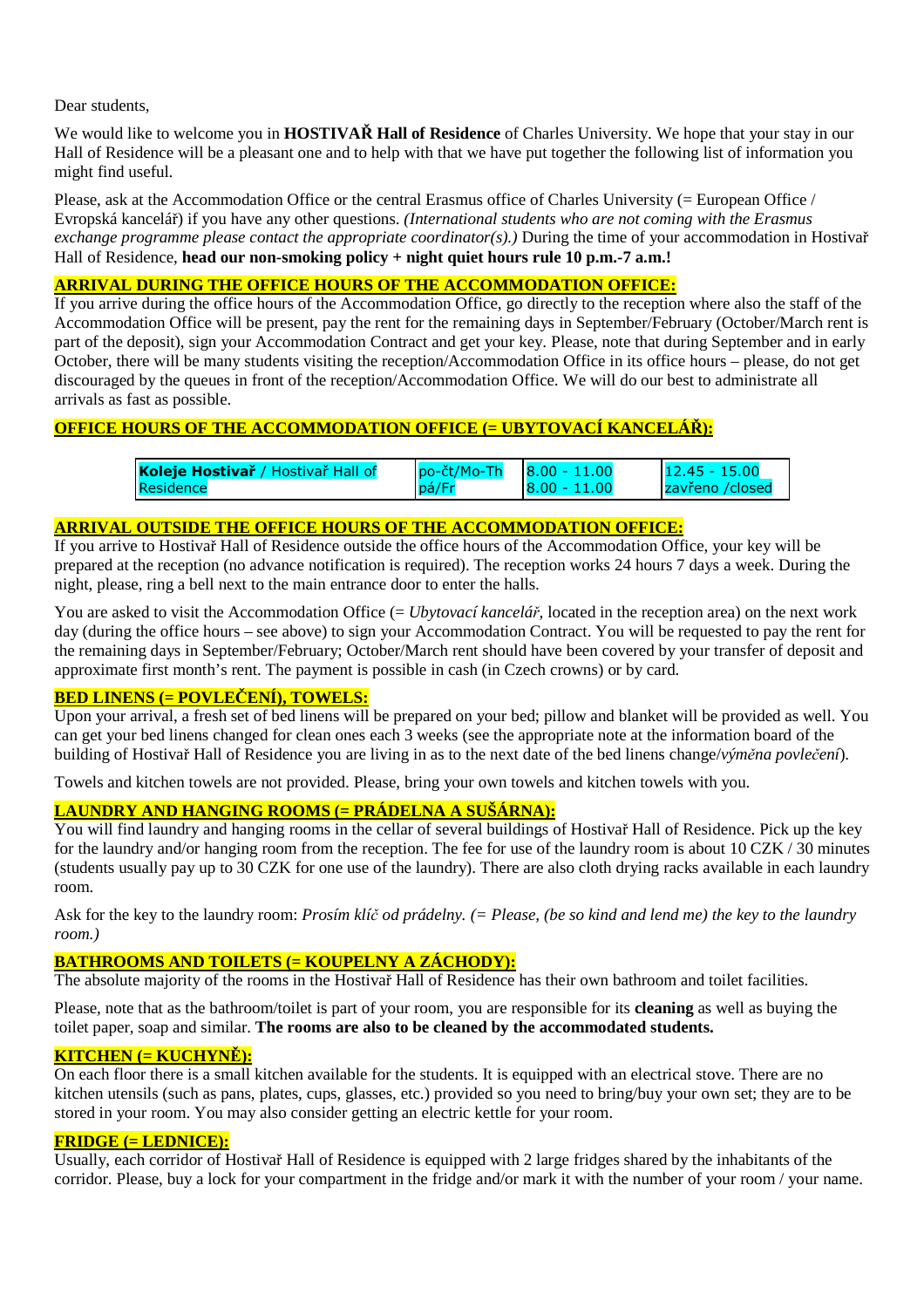Dear students,

We would like to welcome you in **HOSTIVAŘ Hall of Residence** of Charles University. We hope that your stay in our Hall of Residence will be a pleasant one and to help with that we have put together the following list of information you might find useful.

Please, ask at the Accommodation Office or the central Erasmus office of Charles University (= European Office / Evropská kancelář) if you have any other questions. *(International students who are not coming with the Erasmus exchange programme please contact the appropriate coordinator(s).)* During the time of your accommodation in Hostivař Hall of Residence, **head our non-smoking policy + night quiet hours rule 10 p.m.-7 a.m.!**

## ARRIVAL DURING THE OFFICE HOURS OF THE ACCOMMODATION OFFICE:

If you arrive during the office hours of the Accommodation Office, go directly to the reception where also the staff of the Accommodation Office will be present, pay the rent for the remaining days in September/February (October/March rent is part of the deposit), sign your Accommodation Contract and get your key. Please, note that during September and in early October, there will be many students visiting the reception/Accommodation Office in its office hours – please, do not get discouraged by the queues in front of the reception/Accommodation Office. We will do our best to administrate all arrivals as fast as possible.

## OFFICE HOURS OF THE ACCOMMODATION OFFICE (= UBYTOVACÍ KANCELÁŘ):

| | | | |
|---|---|---|---|
| **Koleje Hostivař** / Hostivař Hall of Residence | po-čt/Mo-Th | 8.00 - 11.00 | 12.45 - 15.00 |
| | pá/Fr | 8.00 - 11.00 | zavřeno /closed |

## ARRIVAL OUTSIDE THE OFFICE HOURS OF THE ACCOMMODATION OFFICE:

If you arrive to Hostivař Hall of Residence outside the office hours of the Accommodation Office, your key will be prepared at the reception (no advance notification is required). The reception works 24 hours 7 days a week. During the night, please, ring a bell next to the main entrance door to enter the halls.

You are asked to visit the Accommodation Office (= *Ubytovací kancelář*, located in the reception area) on the next work day (during the office hours – see above) to sign your Accommodation Contract. You will be requested to pay the rent for the remaining days in September/February; October/March rent should have been covered by your transfer of deposit and approximate first month's rent. The payment is possible in cash (in Czech crowns) or by card.

## BED LINENS (= POVLEČENÍ), TOWELS:

Upon your arrival, a fresh set of bed linens will be prepared on your bed; pillow and blanket will be provided as well. You can get your bed linens changed for clean ones each 3 weeks (see the appropriate note at the information board of the building of Hostivař Hall of Residence you are living in as to the next date of the bed linens change/*výměna povlečení*).

Towels and kitchen towels are not provided. Please, bring your own towels and kitchen towels with you.

## LAUNDRY AND HANGING ROOMS (= PRÁDELNA A SUŠÁRNA):

You will find laundry and hanging rooms in the cellar of several buildings of Hostivař Hall of Residence. Pick up the key for the laundry and/or hanging room from the reception. The fee for use of the laundry room is about 10 CZK / 30 minutes (students usually pay up to 30 CZK for one use of the laundry). There are also cloth drying racks available in each laundry room.

Ask for the key to the laundry room: *Prosím klíč od prádelny. (= Please, (be so kind and lend me) the key to the laundry room.)*

## BATHROOMS AND TOILETS (= KOUPELNY A ZÁCHODY):

The absolute majority of the rooms in the Hostivař Hall of Residence has their own bathroom and toilet facilities.

Please, note that as the bathroom/toilet is part of your room, you are responsible for its **cleaning** as well as buying the toilet paper, soap and similar. **The rooms are also to be cleaned by the accommodated students.**

## KITCHEN (= KUCHYNĚ):

On each floor there is a small kitchen available for the students. It is equipped with an electrical stove. There are no kitchen utensils (such as pans, plates, cups, glasses, etc.) provided so you need to bring/buy your own set; they are to be stored in your room. You may also consider getting an electric kettle for your room.

## FRIDGE (= LEDNICE):

Usually, each corridor of Hostivař Hall of Residence is equipped with 2 large fridges shared by the inhabitants of the corridor. Please, buy a lock for your compartment in the fridge and/or mark it with the number of your room / your name.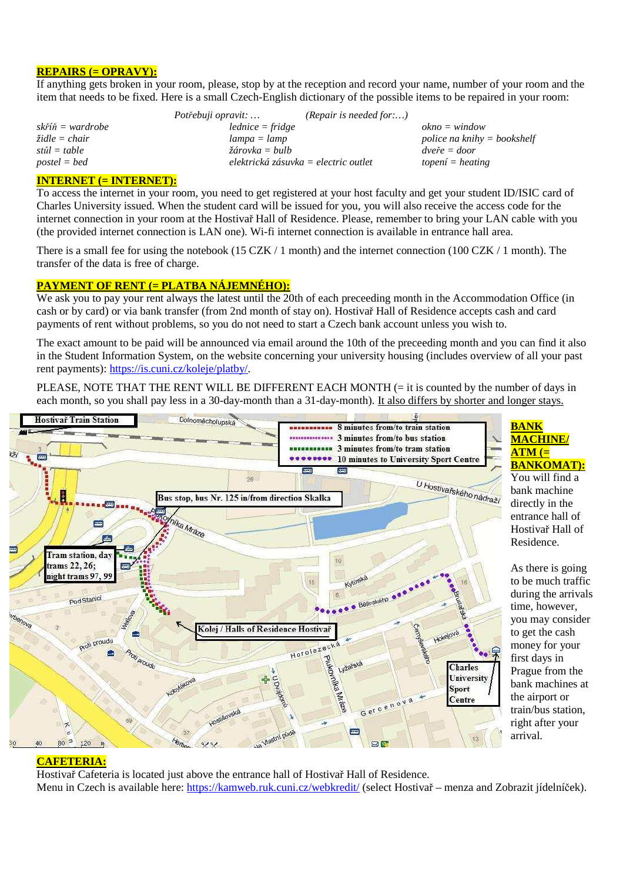**REPAIRS (= OPRAVY):**

If anything gets broken in your room, please, stop by at the reception and record your name, number of your room and the item that needs to be fixed. Here is a small Czech-English dictionary of the possible items to be repaired in your room:

*Potřebuji opravit: …* *(Repair is needed for:…)*

| | | |
|---|---|---|
| *skříň = wardrobe* | *lednice = fridge* | *okno = window* |
| *židle = chair* | *lampa = lamp* | *police na knihy = bookshelf* |
| *stůl = table* | *žárovka = bulb* | *dveře = door* |
| *postel = bed* | *elektrická zásuvka = electric outlet* | *topení = heating* |

**INTERNET (= INTERNET):**

To access the internet in your room, you need to get registered at your host faculty and get your student ID/ISIC card of Charles University issued. When the student card will be issued for you, you will also receive the access code for the internet connection in your room at the Hostivař Hall of Residence. Please, remember to bring your LAN cable with you (the provided internet connection is LAN one). Wi-fi internet connection is available in entrance hall area.

There is a small fee for using the notebook (15 CZK / 1 month) and the internet connection (100 CZK / 1 month). The transfer of the data is free of charge.

**PAYMENT OF RENT (= PLATBA NÁJEMNÉHO):**

We ask you to pay your rent always the latest until the 20th of each preceeding month in the Accommodation Office (in cash or by card) or via bank transfer (from 2nd month of stay on). Hostivař Hall of Residence accepts cash and card payments of rent without problems, so you do not need to start a Czech bank account unless you wish to.

The exact amount to be paid will be announced via email around the 10th of the preceeding month and you can find it also in the Student Information System, on the website concerning your university housing (includes overview of all your past rent payments): https://is.cuni.cz/koleje/platby/.

PLEASE, NOTE THAT THE RENT WILL BE DIFFERENT EACH MONTH (= it is counted by the number of days in each month, so you shall pay less in a 30-day-month than a 31-day-month). It also differs by shorter and longer stays.

Hostivař Train Station

8 minutes from/to train station
3 minutes from/to bus station
3 minutes from/to tram station
10 minutes to University Sport Centre

Bus stop, bus Nr. 125 in/from direction Skalka

Tram station, day trams 22, 26; night trams 97, 99

Kolej / Halls of Residence Hostivař

Charles University Sport Centre

**BANK MACHINE/ ATM (= BANKOMAT):**

You will find a bank machine directly in the entrance hall of Hostivař Hall of Residence.

As there is going to be much traffic during the arrivals time, however, you may consider to get the cash money for your first days in Prague from the bank machines at the airport or train/bus station, right after your arrival.

**CAFETERIA:**

Hostivař Cafeteria is located just above the entrance hall of Hostivař Hall of Residence.
Menu in Czech is available here: https://kamweb.ruk.cuni.cz/webkredit/ (select Hostivař – menza and Zobrazit jídelníček).